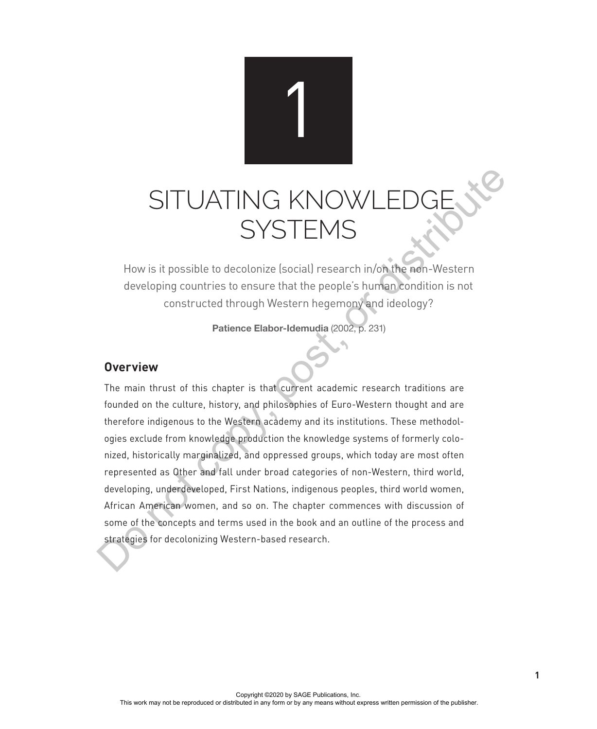# 1

# SITUATING KNOWLEDGE SYSTEMS

How is it possible to decolonize (social) research in/on the non-Western developing countries to ensure that the people's human condition is not constructed through Western hegemony and ideology?

**Patience Elabor-Idemudia** (2002, p. 231)

## Overview

The main thrust of this chapter is that current academic research traditions are founded on the culture, history, and philosophies of Euro-Western thought and are therefore indigenous to the Western academy and its institutions. These methodologies exclude from knowledge production the knowledge systems of formerly colonized, historically marginalized, and oppressed groups, which today are most often represented as Other and fall under broad categories of non-Western, third world, developing, underdeveloped, First Nations, indigenous peoples, third world women, African American women, and so on. The chapter commences with discussion of some of the concepts and terms used in the book and an outline of the process and strategies for decolonizing Western-based research.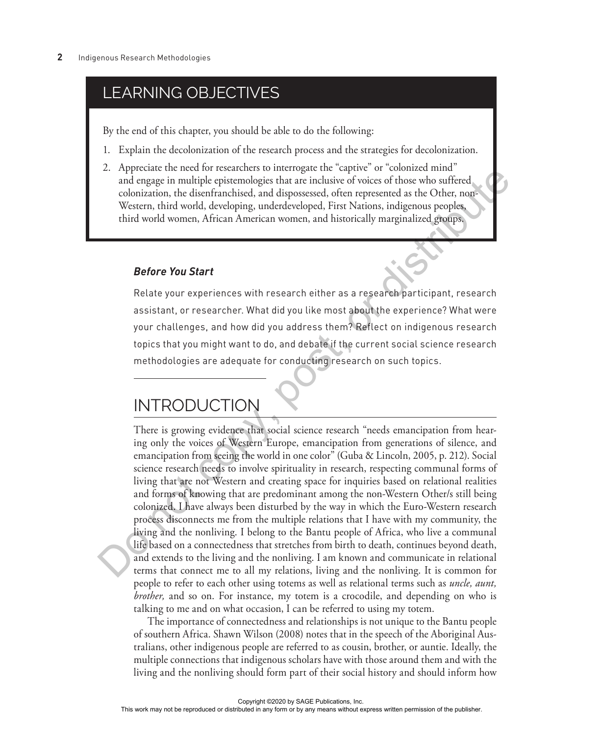## LEARNING OBJECTIVES

By the end of this chapter, you should be able to do the following:

1. Explain the decolonization of the research process and the strategies for decolonization.
2. Appreciate the need for researchers to interrogate the "captive" or "colonized mind" and engage in multiple epistemologies that are inclusive of voices of those who suffered colonization, the disenfranchised, and dispossessed, often represented as the Other, non-Western, third world, developing, underdeveloped, First Nations, indigenous peoples, third world women, African American women, and historically marginalized groups.

***Before You Start***

Relate your experiences with research either as a research participant, research assistant, or researcher. What did you like most about the experience? What were your challenges, and how did you address them? Reflect on indigenous research topics that you might want to do, and debate if the current social science research methodologies are adequate for conducting research on such topics.

## INTRODUCTION

There is growing evidence that social science research "needs emancipation from hearing only the voices of Western Europe, emancipation from generations of silence, and emancipation from seeing the world in one color" (Guba & Lincoln, 2005, p. 212). Social science research needs to involve spirituality in research, respecting communal forms of living that are not Western and creating space for inquiries based on relational realities and forms of knowing that are predominant among the non-Western Other/s still being colonized. I have always been disturbed by the way in which the Euro-Western research process disconnects me from the multiple relations that I have with my community, the living and the nonliving. I belong to the Bantu people of Africa, who live a communal life based on a connectedness that stretches from birth to death, continues beyond death, and extends to the living and the nonliving. I am known and communicate in relational terms that connect me to all my relations, living and the nonliving. It is common for people to refer to each other using totems as well as relational terms such as *uncle, aunt, brother,* and so on. For instance, my totem is a crocodile, and depending on who is talking to me and on what occasion, I can be referred to using my totem.

The importance of connectedness and relationships is not unique to the Bantu people of southern Africa. Shawn Wilson (2008) notes that in the speech of the Aboriginal Australians, other indigenous people are referred to as cousin, brother, or auntie. Ideally, the multiple connections that indigenous scholars have with those around them and with the living and the nonliving should form part of their social history and should inform how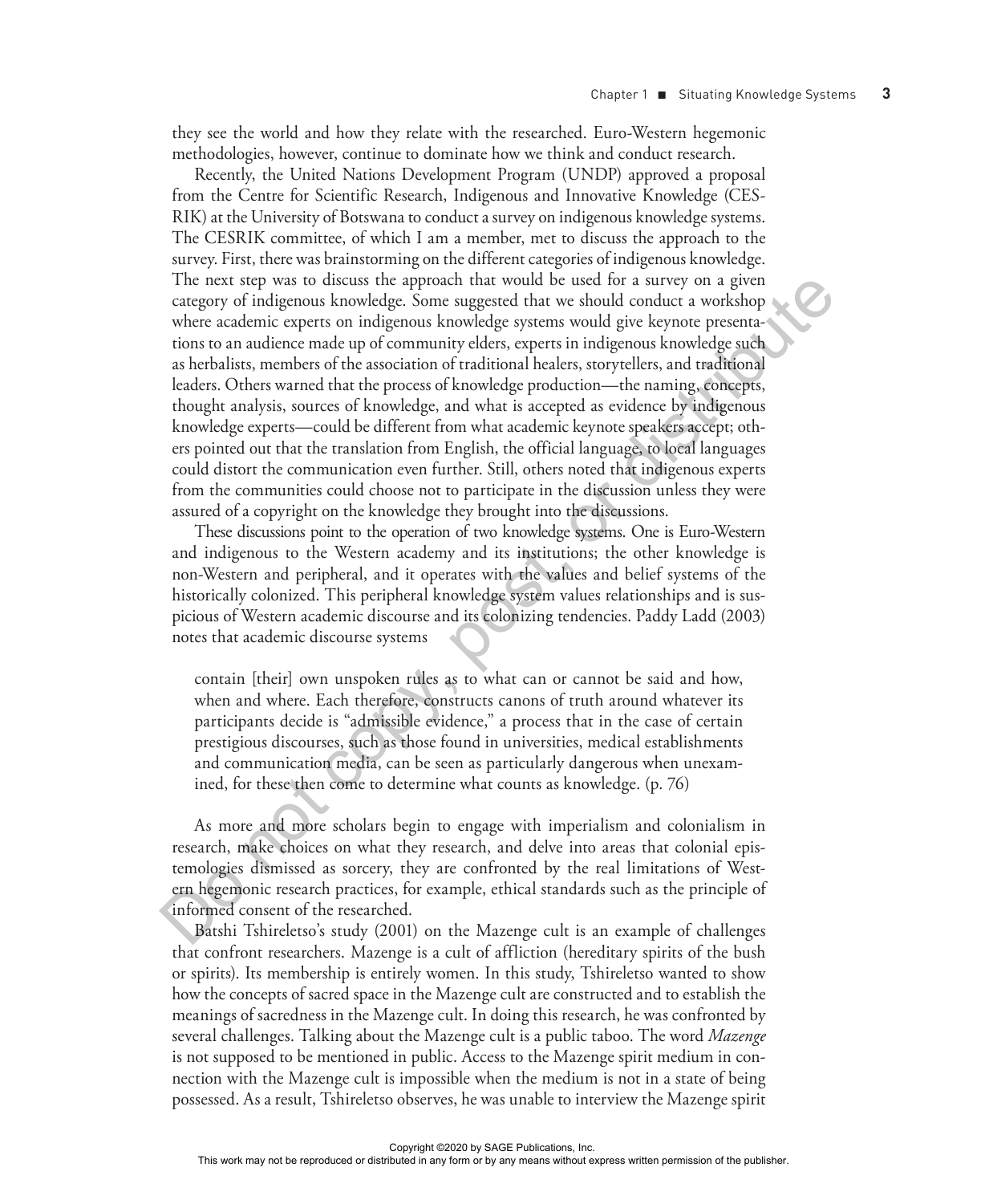they see the world and how they relate with the researched. Euro-Western hegemonic methodologies, however, continue to dominate how we think and conduct research.

Recently, the United Nations Development Program (UNDP) approved a proposal from the Centre for Scientific Research, Indigenous and Innovative Knowledge (CESRIK) at the University of Botswana to conduct a survey on indigenous knowledge systems. The CESRIK committee, of which I am a member, met to discuss the approach to the survey. First, there was brainstorming on the different categories of indigenous knowledge. The next step was to discuss the approach that would be used for a survey on a given category of indigenous knowledge. Some suggested that we should conduct a workshop where academic experts on indigenous knowledge systems would give keynote presentations to an audience made up of community elders, experts in indigenous knowledge such as herbalists, members of the association of traditional healers, storytellers, and traditional leaders. Others warned that the process of knowledge production—the naming, concepts, thought analysis, sources of knowledge, and what is accepted as evidence by indigenous knowledge experts—could be different from what academic keynote speakers accept; others pointed out that the translation from English, the official language, to local languages could distort the communication even further. Still, others noted that indigenous experts from the communities could choose not to participate in the discussion unless they were assured of a copyright on the knowledge they brought into the discussions.

These discussions point to the operation of two knowledge systems. One is Euro-Western and indigenous to the Western academy and its institutions; the other knowledge is non-Western and peripheral, and it operates with the values and belief systems of the historically colonized. This peripheral knowledge system values relationships and is suspicious of Western academic discourse and its colonizing tendencies. Paddy Ladd (2003) notes that academic discourse systems

> contain [their] own unspoken rules as to what can or cannot be said and how, when and where. Each therefore, constructs canons of truth around whatever its participants decide is "admissible evidence," a process that in the case of certain prestigious discourses, such as those found in universities, medical establishments and communication media, can be seen as particularly dangerous when unexamined, for these then come to determine what counts as knowledge. (p. 76)

As more and more scholars begin to engage with imperialism and colonialism in research, make choices on what they research, and delve into areas that colonial epistemologies dismissed as sorcery, they are confronted by the real limitations of Western hegemonic research practices, for example, ethical standards such as the principle of informed consent of the researched.

Batshi Tshireletso's study (2001) on the Mazenge cult is an example of challenges that confront researchers. Mazenge is a cult of affliction (hereditary spirits of the bush or spirits). Its membership is entirely women. In this study, Tshireletso wanted to show how the concepts of sacred space in the Mazenge cult are constructed and to establish the meanings of sacredness in the Mazenge cult. In doing this research, he was confronted by several challenges. Talking about the Mazenge cult is a public taboo. The word *Mazenge* is not supposed to be mentioned in public. Access to the Mazenge spirit medium in connection with the Mazenge cult is impossible when the medium is not in a state of being possessed. As a result, Tshireletso observes, he was unable to interview the Mazenge spirit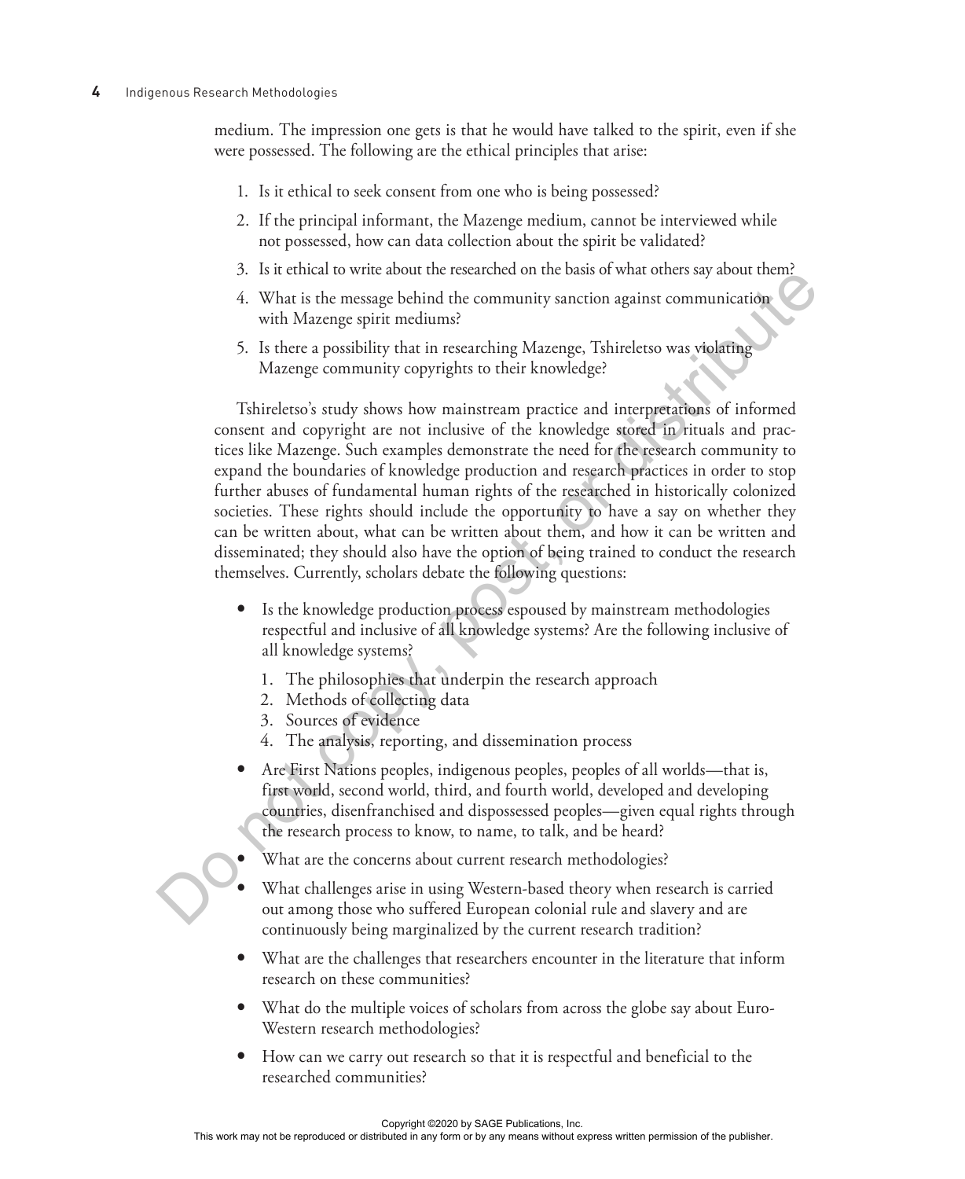medium. The impression one gets is that he would have talked to the spirit, even if she were possessed. The following are the ethical principles that arise:

1. Is it ethical to seek consent from one who is being possessed?
2. If the principal informant, the Mazenge medium, cannot be interviewed while not possessed, how can data collection about the spirit be validated?
3. Is it ethical to write about the researched on the basis of what others say about them?
4. What is the message behind the community sanction against communication with Mazenge spirit mediums?
5. Is there a possibility that in researching Mazenge, Tshireletso was violating Mazenge community copyrights to their knowledge?

Tshireletso's study shows how mainstream practice and interpretations of informed consent and copyright are not inclusive of the knowledge stored in rituals and practices like Mazenge. Such examples demonstrate the need for the research community to expand the boundaries of knowledge production and research practices in order to stop further abuses of fundamental human rights of the researched in historically colonized societies. These rights should include the opportunity to have a say on whether they can be written about, what can be written about them, and how it can be written and disseminated; they should also have the option of being trained to conduct the research themselves. Currently, scholars debate the following questions:

- Is the knowledge production process espoused by mainstream methodologies respectful and inclusive of all knowledge systems? Are the following inclusive of all knowledge systems?
  1. The philosophies that underpin the research approach
  2. Methods of collecting data
  3. Sources of evidence
  4. The analysis, reporting, and dissemination process
- Are First Nations peoples, indigenous peoples, peoples of all worlds—that is, first world, second world, third, and fourth world, developed and developing countries, disenfranchised and dispossessed peoples—given equal rights through the research process to know, to name, to talk, and be heard?
- What are the concerns about current research methodologies?
- What challenges arise in using Western-based theory when research is carried out among those who suffered European colonial rule and slavery and are continuously being marginalized by the current research tradition?
- What are the challenges that researchers encounter in the literature that inform research on these communities?
- What do the multiple voices of scholars from across the globe say about Euro-Western research methodologies?
- How can we carry out research so that it is respectful and beneficial to the researched communities?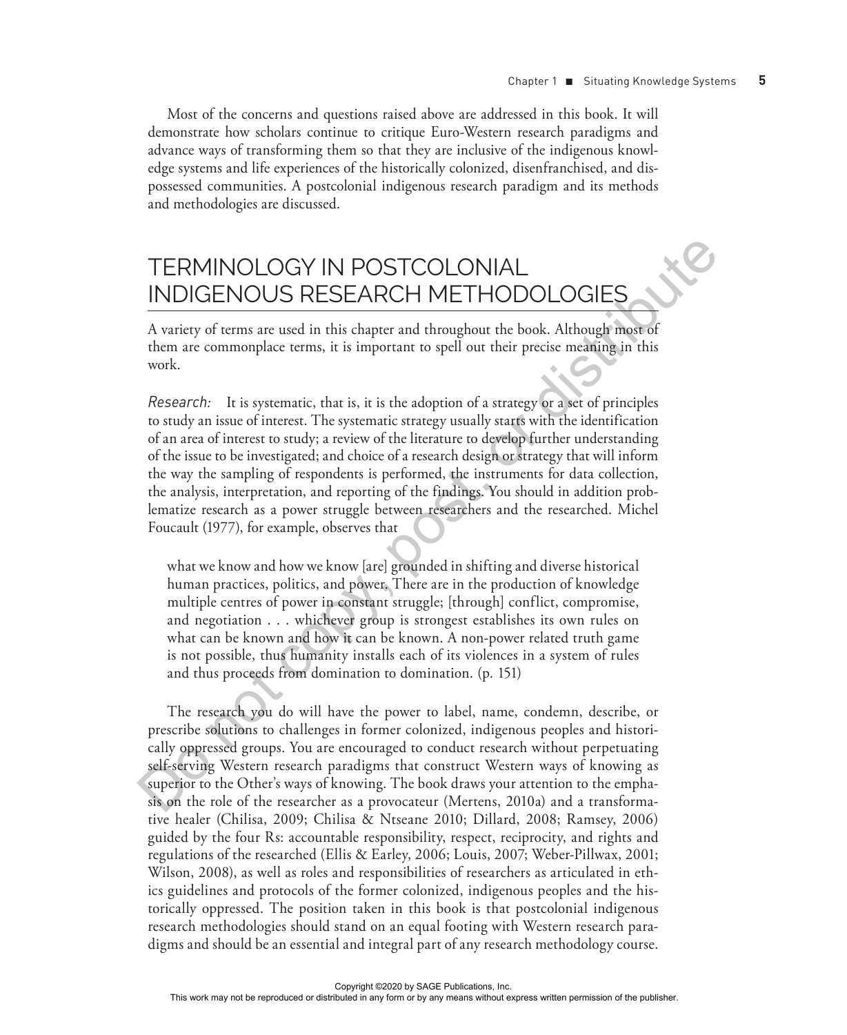Most of the concerns and questions raised above are addressed in this book. It will demonstrate how scholars continue to critique Euro-Western research paradigms and advance ways of transforming them so that they are inclusive of the indigenous knowledge systems and life experiences of the historically colonized, disenfranchised, and dispossessed communities. A postcolonial indigenous research paradigm and its methods and methodologies are discussed.

## TERMINOLOGY IN POSTCOLONIAL INDIGENOUS RESEARCH METHODOLOGIES

A variety of terms are used in this chapter and throughout the book. Although most of them are commonplace terms, it is important to spell out their precise meaning in this work.

*Research:* It is systematic, that is, it is the adoption of a strategy or a set of principles to study an issue of interest. The systematic strategy usually starts with the identification of an area of interest to study; a review of the literature to develop further understanding of the issue to be investigated; and choice of a research design or strategy that will inform the way the sampling of respondents is performed, the instruments for data collection, the analysis, interpretation, and reporting of the findings. You should in addition problematize research as a power struggle between researchers and the researched. Michel Foucault (1977), for example, observes that

> what we know and how we know [are] grounded in shifting and diverse historical human practices, politics, and power. There are in the production of knowledge multiple centres of power in constant struggle; [through] conflict, compromise, and negotiation . . . whichever group is strongest establishes its own rules on what can be known and how it can be known. A non-power related truth game is not possible, thus humanity installs each of its violences in a system of rules and thus proceeds from domination to domination. (p. 151)

The research you do will have the power to label, name, condemn, describe, or prescribe solutions to challenges in former colonized, indigenous peoples and historically oppressed groups. You are encouraged to conduct research without perpetuating self-serving Western research paradigms that construct Western ways of knowing as superior to the Other's ways of knowing. The book draws your attention to the emphasis on the role of the researcher as a provocateur (Mertens, 2010a) and a transformative healer (Chilisa, 2009; Chilisa & Ntseane 2010; Dillard, 2008; Ramsey, 2006) guided by the four Rs: accountable responsibility, respect, reciprocity, and rights and regulations of the researched (Ellis & Earley, 2006; Louis, 2007; Weber-Pillwax, 2001; Wilson, 2008), as well as roles and responsibilities of researchers as articulated in ethics guidelines and protocols of the former colonized, indigenous peoples and the historically oppressed. The position taken in this book is that postcolonial indigenous research methodologies should stand on an equal footing with Western research paradigms and should be an essential and integral part of any research methodology course.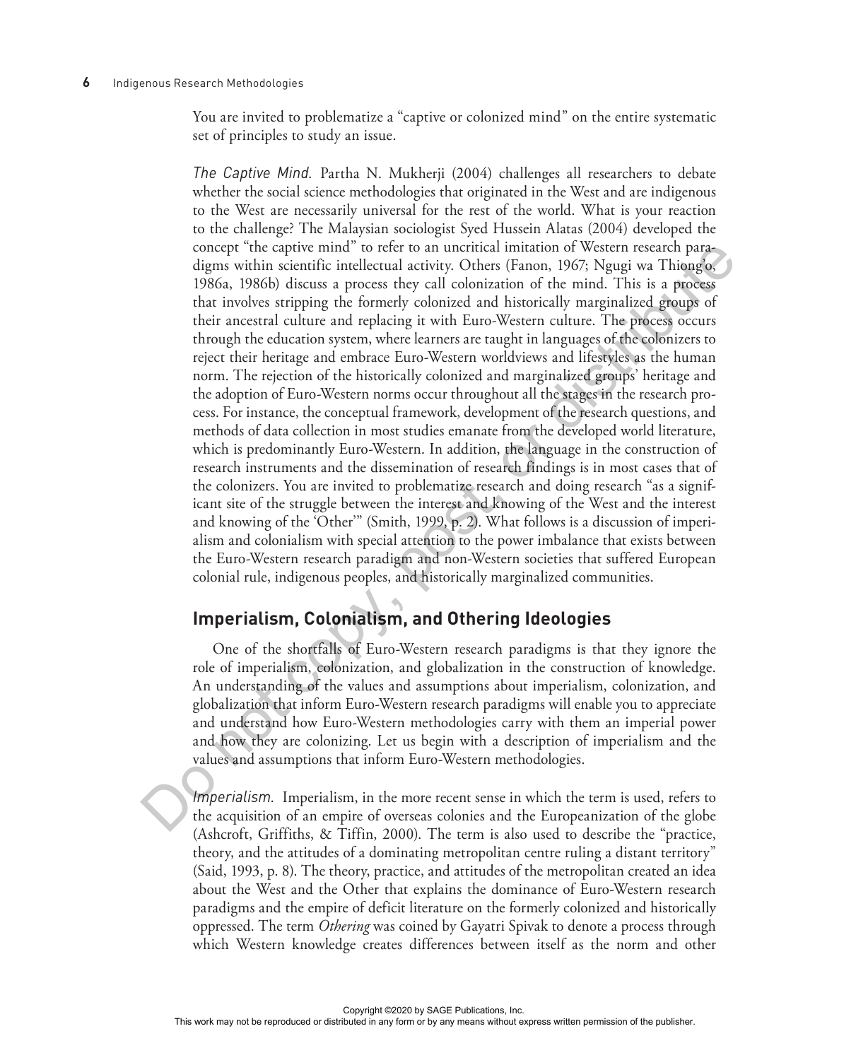You are invited to problematize a "captive or colonized mind" on the entire systematic set of principles to study an issue.

*The Captive Mind.* Partha N. Mukherji (2004) challenges all researchers to debate whether the social science methodologies that originated in the West and are indigenous to the West are necessarily universal for the rest of the world. What is your reaction to the challenge? The Malaysian sociologist Syed Hussein Alatas (2004) developed the concept "the captive mind" to refer to an uncritical imitation of Western research paradigms within scientific intellectual activity. Others (Fanon, 1967; Ngugi wa Thiong'o, 1986a, 1986b) discuss a process they call colonization of the mind. This is a process that involves stripping the formerly colonized and historically marginalized groups of their ancestral culture and replacing it with Euro-Western culture. The process occurs through the education system, where learners are taught in languages of the colonizers to reject their heritage and embrace Euro-Western worldviews and lifestyles as the human norm. The rejection of the historically colonized and marginalized groups' heritage and the adoption of Euro-Western norms occur throughout all the stages in the research process. For instance, the conceptual framework, development of the research questions, and methods of data collection in most studies emanate from the developed world literature, which is predominantly Euro-Western. In addition, the language in the construction of research instruments and the dissemination of research findings is in most cases that of the colonizers. You are invited to problematize research and doing research "as a significant site of the struggle between the interest and knowing of the West and the interest and knowing of the 'Other'" (Smith, 1999, p. 2). What follows is a discussion of imperialism and colonialism with special attention to the power imbalance that exists between the Euro-Western research paradigm and non-Western societies that suffered European colonial rule, indigenous peoples, and historically marginalized communities.

## Imperialism, Colonialism, and Othering Ideologies

One of the shortfalls of Euro-Western research paradigms is that they ignore the role of imperialism, colonization, and globalization in the construction of knowledge. An understanding of the values and assumptions about imperialism, colonization, and globalization that inform Euro-Western research paradigms will enable you to appreciate and understand how Euro-Western methodologies carry with them an imperial power and how they are colonizing. Let us begin with a description of imperialism and the values and assumptions that inform Euro-Western methodologies.

*Imperialism.* Imperialism, in the more recent sense in which the term is used, refers to the acquisition of an empire of overseas colonies and the Europeanization of the globe (Ashcroft, Griffiths, & Tiffin, 2000). The term is also used to describe the "practice, theory, and the attitudes of a dominating metropolitan centre ruling a distant territory" (Said, 1993, p. 8). The theory, practice, and attitudes of the metropolitan created an idea about the West and the Other that explains the dominance of Euro-Western research paradigms and the empire of deficit literature on the formerly colonized and historically oppressed. The term *Othering* was coined by Gayatri Spivak to denote a process through which Western knowledge creates differences between itself as the norm and other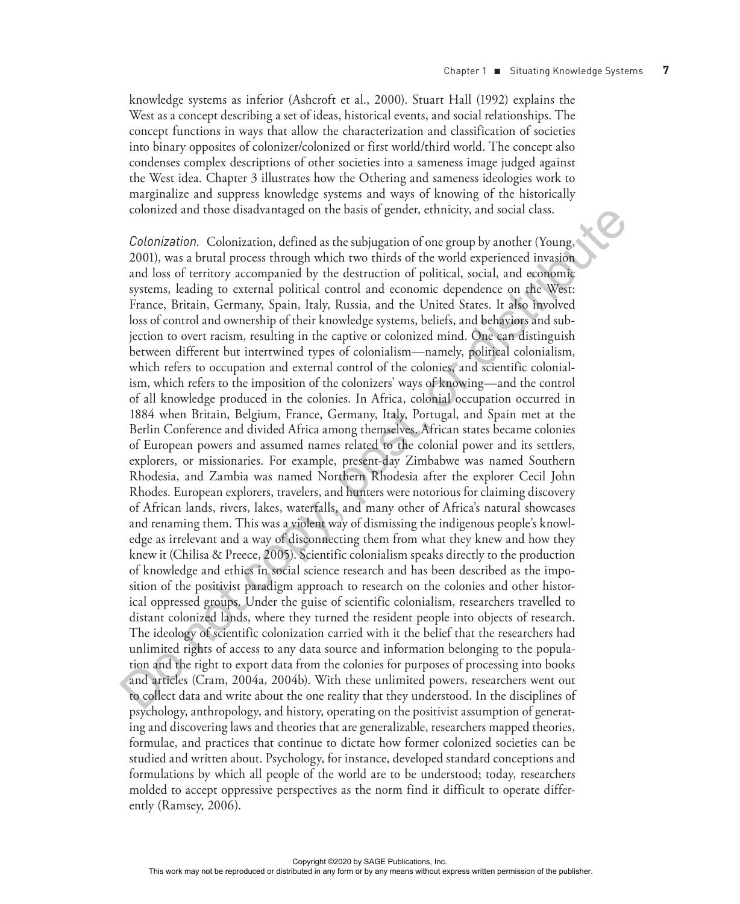knowledge systems as inferior (Ashcroft et al., 2000). Stuart Hall (1992) explains the West as a concept describing a set of ideas, historical events, and social relationships. The concept functions in ways that allow the characterization and classification of societies into binary opposites of colonizer/colonized or first world/third world. The concept also condenses complex descriptions of other societies into a sameness image judged against the West idea. Chapter 3 illustrates how the Othering and sameness ideologies work to marginalize and suppress knowledge systems and ways of knowing of the historically colonized and those disadvantaged on the basis of gender, ethnicity, and social class.

*Colonization.* Colonization, defined as the subjugation of one group by another (Young, 2001), was a brutal process through which two thirds of the world experienced invasion and loss of territory accompanied by the destruction of political, social, and economic systems, leading to external political control and economic dependence on the West: France, Britain, Germany, Spain, Italy, Russia, and the United States. It also involved loss of control and ownership of their knowledge systems, beliefs, and behaviors and subjection to overt racism, resulting in the captive or colonized mind. One can distinguish between different but intertwined types of colonialism—namely, political colonialism, which refers to occupation and external control of the colonies, and scientific colonialism, which refers to the imposition of the colonizers' ways of knowing—and the control of all knowledge produced in the colonies. In Africa, colonial occupation occurred in 1884 when Britain, Belgium, France, Germany, Italy, Portugal, and Spain met at the Berlin Conference and divided Africa among themselves. African states became colonies of European powers and assumed names related to the colonial power and its settlers, explorers, or missionaries. For example, present-day Zimbabwe was named Southern Rhodesia, and Zambia was named Northern Rhodesia after the explorer Cecil John Rhodes. European explorers, travelers, and hunters were notorious for claiming discovery of African lands, rivers, lakes, waterfalls, and many other of Africa's natural showcases and renaming them. This was a violent way of dismissing the indigenous people's knowledge as irrelevant and a way of disconnecting them from what they knew and how they knew it (Chilisa & Preece, 2005). Scientific colonialism speaks directly to the production of knowledge and ethics in social science research and has been described as the imposition of the positivist paradigm approach to research on the colonies and other historical oppressed groups. Under the guise of scientific colonialism, researchers travelled to distant colonized lands, where they turned the resident people into objects of research. The ideology of scientific colonization carried with it the belief that the researchers had unlimited rights of access to any data source and information belonging to the population and the right to export data from the colonies for purposes of processing into books and articles (Cram, 2004a, 2004b). With these unlimited powers, researchers went out to collect data and write about the one reality that they understood. In the disciplines of psychology, anthropology, and history, operating on the positivist assumption of generating and discovering laws and theories that are generalizable, researchers mapped theories, formulae, and practices that continue to dictate how former colonized societies can be studied and written about. Psychology, for instance, developed standard conceptions and formulations by which all people of the world are to be understood; today, researchers molded to accept oppressive perspectives as the norm find it difficult to operate differently (Ramsey, 2006).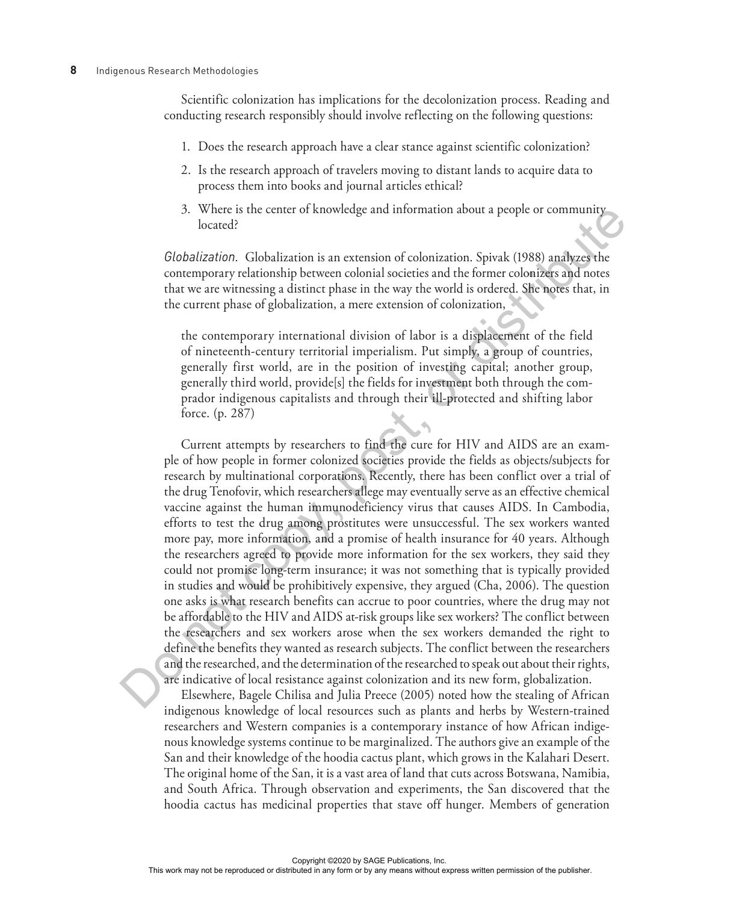Scientific colonization has implications for the decolonization process. Reading and conducting research responsibly should involve reflecting on the following questions:

1. Does the research approach have a clear stance against scientific colonization?
2. Is the research approach of travelers moving to distant lands to acquire data to process them into books and journal articles ethical?
3. Where is the center of knowledge and information about a people or community located?

*Globalization.* Globalization is an extension of colonization. Spivak (1988) analyzes the contemporary relationship between colonial societies and the former colonizers and notes that we are witnessing a distinct phase in the way the world is ordered. She notes that, in the current phase of globalization, a mere extension of colonization,

> the contemporary international division of labor is a displacement of the field of nineteenth-century territorial imperialism. Put simply, a group of countries, generally first world, are in the position of investing capital; another group, generally third world, provide[s] the fields for investment both through the comprador indigenous capitalists and through their ill-protected and shifting labor force. (p. 287)

Current attempts by researchers to find the cure for HIV and AIDS are an example of how people in former colonized societies provide the fields as objects/subjects for research by multinational corporations. Recently, there has been conflict over a trial of the drug Tenofovir, which researchers allege may eventually serve as an effective chemical vaccine against the human immunodeficiency virus that causes AIDS. In Cambodia, efforts to test the drug among prostitutes were unsuccessful. The sex workers wanted more pay, more information, and a promise of health insurance for 40 years. Although the researchers agreed to provide more information for the sex workers, they said they could not promise long-term insurance; it was not something that is typically provided in studies and would be prohibitively expensive, they argued (Cha, 2006). The question one asks is what research benefits can accrue to poor countries, where the drug may not be affordable to the HIV and AIDS at-risk groups like sex workers? The conflict between the researchers and sex workers arose when the sex workers demanded the right to define the benefits they wanted as research subjects. The conflict between the researchers and the researched, and the determination of the researched to speak out about their rights, are indicative of local resistance against colonization and its new form, globalization.

Elsewhere, Bagele Chilisa and Julia Preece (2005) noted how the stealing of African indigenous knowledge of local resources such as plants and herbs by Western-trained researchers and Western companies is a contemporary instance of how African indigenous knowledge systems continue to be marginalized. The authors give an example of the San and their knowledge of the hoodia cactus plant, which grows in the Kalahari Desert. The original home of the San, it is a vast area of land that cuts across Botswana, Namibia, and South Africa. Through observation and experiments, the San discovered that the hoodia cactus has medicinal properties that stave off hunger. Members of generation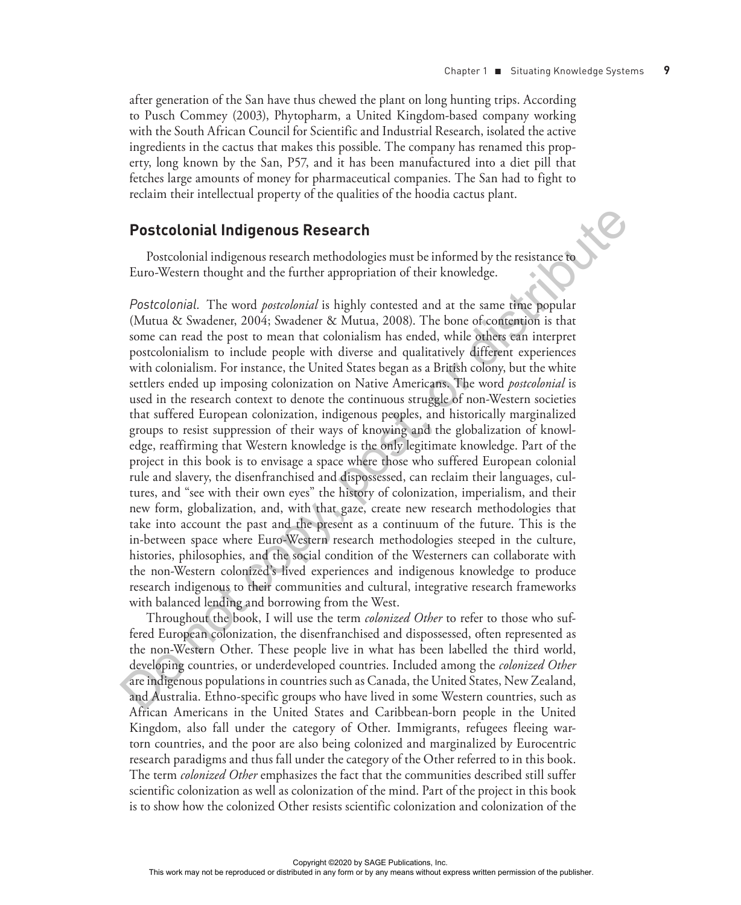after generation of the San have thus chewed the plant on long hunting trips. According to Pusch Commey (2003), Phytopharm, a United Kingdom-based company working with the South African Council for Scientific and Industrial Research, isolated the active ingredients in the cactus that makes this possible. The company has renamed this property, long known by the San, P57, and it has been manufactured into a diet pill that fetches large amounts of money for pharmaceutical companies. The San had to fight to reclaim their intellectual property of the qualities of the hoodia cactus plant.

## Postcolonial Indigenous Research

Postcolonial indigenous research methodologies must be informed by the resistance to Euro-Western thought and the further appropriation of their knowledge.

*Postcolonial.* The word *postcolonial* is highly contested and at the same time popular (Mutua & Swadener, 2004; Swadener & Mutua, 2008). The bone of contention is that some can read the post to mean that colonialism has ended, while others can interpret postcolonialism to include people with diverse and qualitatively different experiences with colonialism. For instance, the United States began as a British colony, but the white settlers ended up imposing colonization on Native Americans. The word *postcolonial* is used in the research context to denote the continuous struggle of non-Western societies that suffered European colonization, indigenous peoples, and historically marginalized groups to resist suppression of their ways of knowing and the globalization of knowledge, reaffirming that Western knowledge is the only legitimate knowledge. Part of the project in this book is to envisage a space where those who suffered European colonial rule and slavery, the disenfranchised and dispossessed, can reclaim their languages, cultures, and "see with their own eyes" the history of colonization, imperialism, and their new form, globalization, and, with that gaze, create new research methodologies that take into account the past and the present as a continuum of the future. This is the in-between space where Euro-Western research methodologies steeped in the culture, histories, philosophies, and the social condition of the Westerners can collaborate with the non-Western colonized's lived experiences and indigenous knowledge to produce research indigenous to their communities and cultural, integrative research frameworks with balanced lending and borrowing from the West.

Throughout the book, I will use the term *colonized Other* to refer to those who suffered European colonization, the disenfranchised and dispossessed, often represented as the non-Western Other. These people live in what has been labelled the third world, developing countries, or underdeveloped countries. Included among the *colonized Other* are indigenous populations in countries such as Canada, the United States, New Zealand, and Australia. Ethno-specific groups who have lived in some Western countries, such as African Americans in the United States and Caribbean-born people in the United Kingdom, also fall under the category of Other. Immigrants, refugees fleeing war-torn countries, and the poor are also being colonized and marginalized by Eurocentric research paradigms and thus fall under the category of the Other referred to in this book. The term *colonized Other* emphasizes the fact that the communities described still suffer scientific colonization as well as colonization of the mind. Part of the project in this book is to show how the colonized Other resists scientific colonization and colonization of the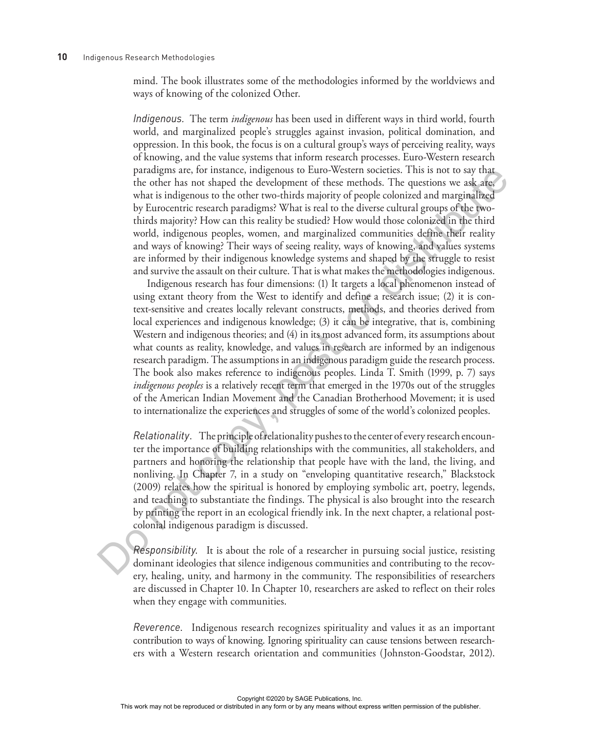mind. The book illustrates some of the methodologies informed by the worldviews and ways of knowing of the colonized Other.

*Indigenous.* The term *indigenous* has been used in different ways in third world, fourth world, and marginalized people's struggles against invasion, political domination, and oppression. In this book, the focus is on a cultural group's ways of perceiving reality, ways of knowing, and the value systems that inform research processes. Euro-Western research paradigms are, for instance, indigenous to Euro-Western societies. This is not to say that the other has not shaped the development of these methods. The questions we ask are, what is indigenous to the other two-thirds majority of people colonized and marginalized by Eurocentric research paradigms? What is real to the diverse cultural groups of the two-thirds majority? How can this reality be studied? How would those colonized in the third world, indigenous peoples, women, and marginalized communities define their reality and ways of knowing? Their ways of seeing reality, ways of knowing, and values systems are informed by their indigenous knowledge systems and shaped by the struggle to resist and survive the assault on their culture. That is what makes the methodologies indigenous.

Indigenous research has four dimensions: (1) It targets a local phenomenon instead of using extant theory from the West to identify and define a research issue; (2) it is context-sensitive and creates locally relevant constructs, methods, and theories derived from local experiences and indigenous knowledge; (3) it can be integrative, that is, combining Western and indigenous theories; and (4) in its most advanced form, its assumptions about what counts as reality, knowledge, and values in research are informed by an indigenous research paradigm. The assumptions in an indigenous paradigm guide the research process. The book also makes reference to indigenous peoples. Linda T. Smith (1999, p. 7) says *indigenous peoples* is a relatively recent term that emerged in the 1970s out of the struggles of the American Indian Movement and the Canadian Brotherhood Movement; it is used to internationalize the experiences and struggles of some of the world's colonized peoples.

*Relationality.* The principle of relationality pushes to the center of every research encounter the importance of building relationships with the communities, all stakeholders, and partners and honoring the relationship that people have with the land, the living, and nonliving. In Chapter 7, in a study on "enveloping quantitative research," Blackstock (2009) relates how the spiritual is honored by employing symbolic art, poetry, legends, and teaching to substantiate the findings. The physical is also brought into the research by printing the report in an ecological friendly ink. In the next chapter, a relational postcolonial indigenous paradigm is discussed.

*Responsibility.* It is about the role of a researcher in pursuing social justice, resisting dominant ideologies that silence indigenous communities and contributing to the recovery, healing, unity, and harmony in the community. The responsibilities of researchers are discussed in Chapter 10. In Chapter 10, researchers are asked to reflect on their roles when they engage with communities.

*Reverence.* Indigenous research recognizes spirituality and values it as an important contribution to ways of knowing. Ignoring spirituality can cause tensions between researchers with a Western research orientation and communities (Johnston-Goodstar, 2012).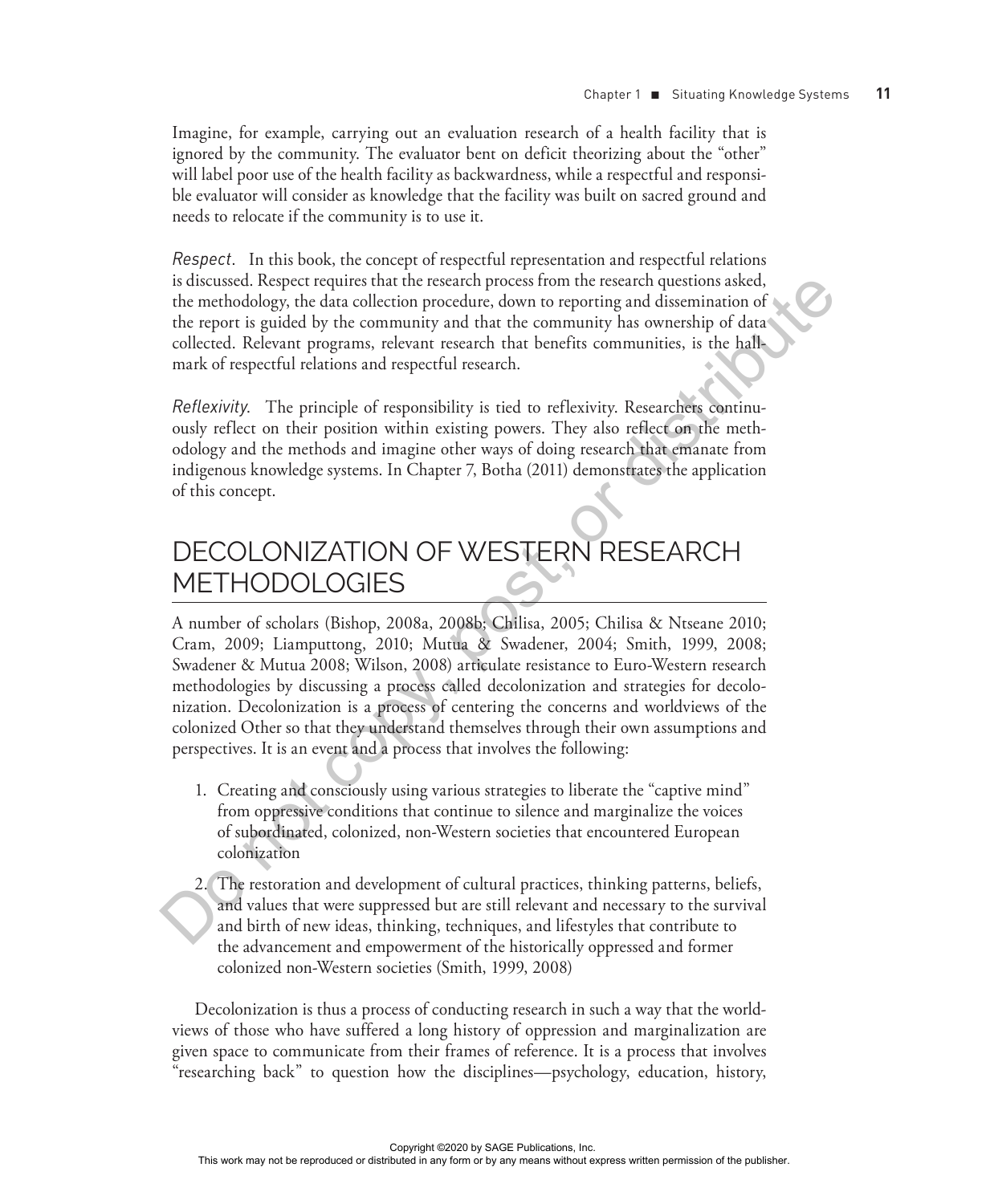Imagine, for example, carrying out an evaluation research of a health facility that is ignored by the community. The evaluator bent on deficit theorizing about the "other" will label poor use of the health facility as backwardness, while a respectful and responsible evaluator will consider as knowledge that the facility was built on sacred ground and needs to relocate if the community is to use it.

*Respect.* In this book, the concept of respectful representation and respectful relations is discussed. Respect requires that the research process from the research questions asked, the methodology, the data collection procedure, down to reporting and dissemination of the report is guided by the community and that the community has ownership of data collected. Relevant programs, relevant research that benefits communities, is the hallmark of respectful relations and respectful research.

*Reflexivity.* The principle of responsibility is tied to reflexivity. Researchers continuously reflect on their position within existing powers. They also reflect on the methodology and the methods and imagine other ways of doing research that emanate from indigenous knowledge systems. In Chapter 7, Botha (2011) demonstrates the application of this concept.

## DECOLONIZATION OF WESTERN RESEARCH METHODOLOGIES

A number of scholars (Bishop, 2008a, 2008b; Chilisa, 2005; Chilisa & Ntseane 2010; Cram, 2009; Liamputtong, 2010; Mutua & Swadener, 2004; Smith, 1999, 2008; Swadener & Mutua 2008; Wilson, 2008) articulate resistance to Euro-Western research methodologies by discussing a process called decolonization and strategies for decolonization. Decolonization is a process of centering the concerns and worldviews of the colonized Other so that they understand themselves through their own assumptions and perspectives. It is an event and a process that involves the following:

1. Creating and consciously using various strategies to liberate the "captive mind" from oppressive conditions that continue to silence and marginalize the voices of subordinated, colonized, non-Western societies that encountered European colonization
2. The restoration and development of cultural practices, thinking patterns, beliefs, and values that were suppressed but are still relevant and necessary to the survival and birth of new ideas, thinking, techniques, and lifestyles that contribute to the advancement and empowerment of the historically oppressed and former colonized non-Western societies (Smith, 1999, 2008)

Decolonization is thus a process of conducting research in such a way that the worldviews of those who have suffered a long history of oppression and marginalization are given space to communicate from their frames of reference. It is a process that involves "researching back" to question how the disciplines—psychology, education, history,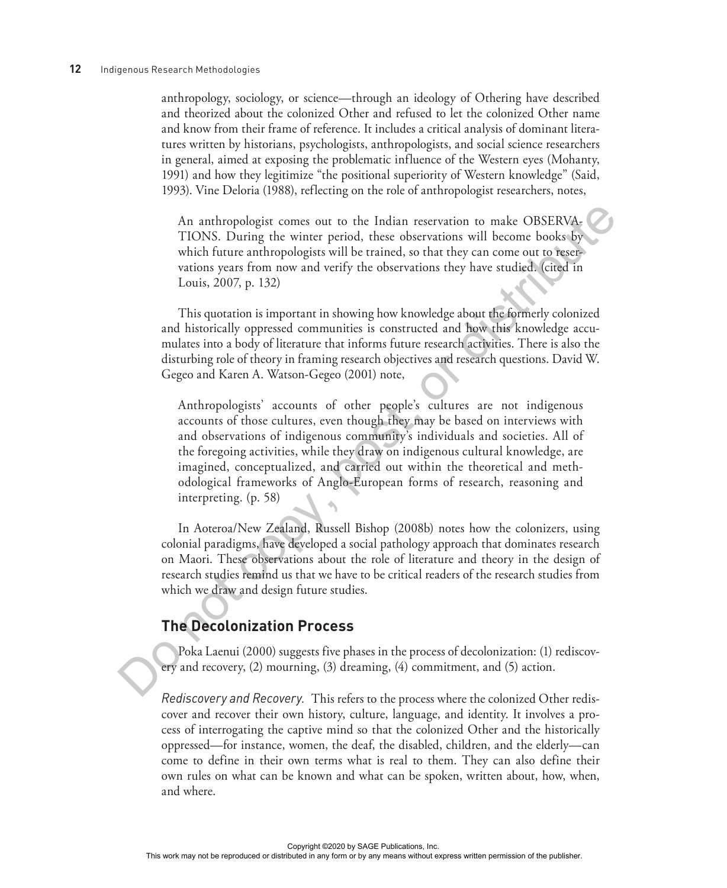anthropology, sociology, or science—through an ideology of Othering have described and theorized about the colonized Other and refused to let the colonized Other name and know from their frame of reference. It includes a critical analysis of dominant literatures written by historians, psychologists, anthropologists, and social science researchers in general, aimed at exposing the problematic influence of the Western eyes (Mohanty, 1991) and how they legitimize "the positional superiority of Western knowledge" (Said, 1993). Vine Deloria (1988), reflecting on the role of anthropologist researchers, notes,

> An anthropologist comes out to the Indian reservation to make OBSERVATIONS. During the winter period, these observations will become books by which future anthropologists will be trained, so that they can come out to reservations years from now and verify the observations they have studied. (cited in Louis, 2007, p. 132)

This quotation is important in showing how knowledge about the formerly colonized and historically oppressed communities is constructed and how this knowledge accumulates into a body of literature that informs future research activities. There is also the disturbing role of theory in framing research objectives and research questions. David W. Gegeo and Karen A. Watson-Gegeo (2001) note,

> Anthropologists' accounts of other people's cultures are not indigenous accounts of those cultures, even though they may be based on interviews with and observations of indigenous community's individuals and societies. All of the foregoing activities, while they draw on indigenous cultural knowledge, are imagined, conceptualized, and carried out within the theoretical and methodological frameworks of Anglo-European forms of research, reasoning and interpreting. (p. 58)

In Aoteroa/New Zealand, Russell Bishop (2008b) notes how the colonizers, using colonial paradigms, have developed a social pathology approach that dominates research on Maori. These observations about the role of literature and theory in the design of research studies remind us that we have to be critical readers of the research studies from which we draw and design future studies.

## The Decolonization Process

Poka Laenui (2000) suggests five phases in the process of decolonization: (1) rediscovery and recovery, (2) mourning, (3) dreaming, (4) commitment, and (5) action.

*Rediscovery and Recovery.* This refers to the process where the colonized Other rediscover and recover their own history, culture, language, and identity. It involves a process of interrogating the captive mind so that the colonized Other and the historically oppressed—for instance, women, the deaf, the disabled, children, and the elderly—can come to define in their own terms what is real to them. They can also define their own rules on what can be known and what can be spoken, written about, how, when, and where.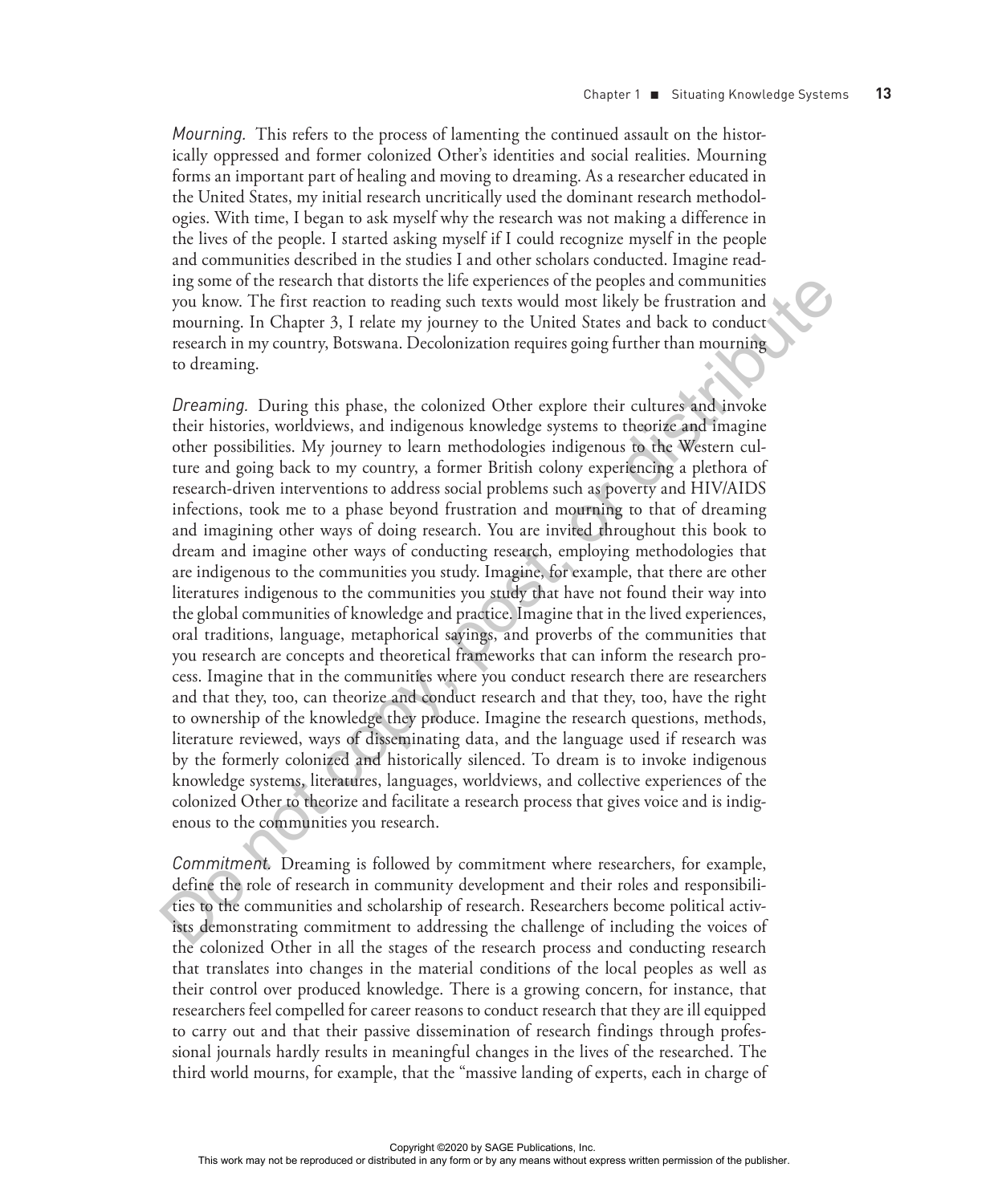*Mourning.* This refers to the process of lamenting the continued assault on the historically oppressed and former colonized Other's identities and social realities. Mourning forms an important part of healing and moving to dreaming. As a researcher educated in the United States, my initial research uncritically used the dominant research methodologies. With time, I began to ask myself why the research was not making a difference in the lives of the people. I started asking myself if I could recognize myself in the people and communities described in the studies I and other scholars conducted. Imagine reading some of the research that distorts the life experiences of the peoples and communities you know. The first reaction to reading such texts would most likely be frustration and mourning. In Chapter 3, I relate my journey to the United States and back to conduct research in my country, Botswana. Decolonization requires going further than mourning to dreaming.

*Dreaming.* During this phase, the colonized Other explore their cultures and invoke their histories, worldviews, and indigenous knowledge systems to theorize and imagine other possibilities. My journey to learn methodologies indigenous to the Western culture and going back to my country, a former British colony experiencing a plethora of research-driven interventions to address social problems such as poverty and HIV/AIDS infections, took me to a phase beyond frustration and mourning to that of dreaming and imagining other ways of doing research. You are invited throughout this book to dream and imagine other ways of conducting research, employing methodologies that are indigenous to the communities you study. Imagine, for example, that there are other literatures indigenous to the communities you study that have not found their way into the global communities of knowledge and practice. Imagine that in the lived experiences, oral traditions, language, metaphorical sayings, and proverbs of the communities that you research are concepts and theoretical frameworks that can inform the research process. Imagine that in the communities where you conduct research there are researchers and that they, too, can theorize and conduct research and that they, too, have the right to ownership of the knowledge they produce. Imagine the research questions, methods, literature reviewed, ways of disseminating data, and the language used if research was by the formerly colonized and historically silenced. To dream is to invoke indigenous knowledge systems, literatures, languages, worldviews, and collective experiences of the colonized Other to theorize and facilitate a research process that gives voice and is indigenous to the communities you research.

*Commitment.* Dreaming is followed by commitment where researchers, for example, define the role of research in community development and their roles and responsibilities to the communities and scholarship of research. Researchers become political activists demonstrating commitment to addressing the challenge of including the voices of the colonized Other in all the stages of the research process and conducting research that translates into changes in the material conditions of the local peoples as well as their control over produced knowledge. There is a growing concern, for instance, that researchers feel compelled for career reasons to conduct research that they are ill equipped to carry out and that their passive dissemination of research findings through professional journals hardly results in meaningful changes in the lives of the researched. The third world mourns, for example, that the "massive landing of experts, each in charge of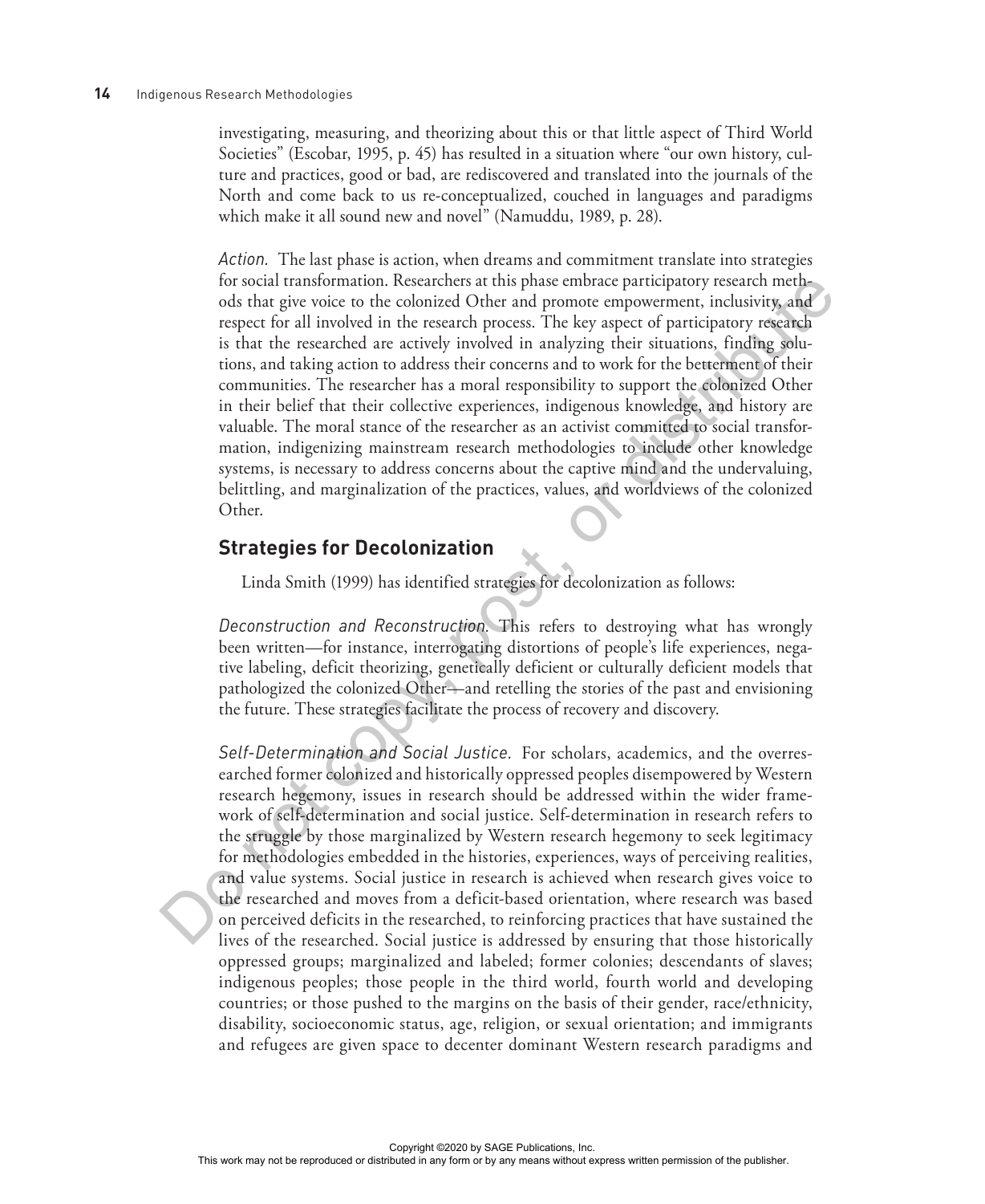investigating, measuring, and theorizing about this or that little aspect of Third World Societies" (Escobar, 1995, p. 45) has resulted in a situation where "our own history, culture and practices, good or bad, are rediscovered and translated into the journals of the North and come back to us re-conceptualized, couched in languages and paradigms which make it all sound new and novel" (Namuddu, 1989, p. 28).

*Action.* The last phase is action, when dreams and commitment translate into strategies for social transformation. Researchers at this phase embrace participatory research methods that give voice to the colonized Other and promote empowerment, inclusivity, and respect for all involved in the research process. The key aspect of participatory research is that the researched are actively involved in analyzing their situations, finding solutions, and taking action to address their concerns and to work for the betterment of their communities. The researcher has a moral responsibility to support the colonized Other in their belief that their collective experiences, indigenous knowledge, and history are valuable. The moral stance of the researcher as an activist committed to social transformation, indigenizing mainstream research methodologies to include other knowledge systems, is necessary to address concerns about the captive mind and the undervaluing, belittling, and marginalization of the practices, values, and worldviews of the colonized Other.

## Strategies for Decolonization

Linda Smith (1999) has identified strategies for decolonization as follows:

*Deconstruction and Reconstruction.* This refers to destroying what has wrongly been written—for instance, interrogating distortions of people's life experiences, negative labeling, deficit theorizing, genetically deficient or culturally deficient models that pathologized the colonized Other—and retelling the stories of the past and envisioning the future. These strategies facilitate the process of recovery and discovery.

*Self-Determination and Social Justice.* For scholars, academics, and the overresearched former colonized and historically oppressed peoples disempowered by Western research hegemony, issues in research should be addressed within the wider framework of self-determination and social justice. Self-determination in research refers to the struggle by those marginalized by Western research hegemony to seek legitimacy for methodologies embedded in the histories, experiences, ways of perceiving realities, and value systems. Social justice in research is achieved when research gives voice to the researched and moves from a deficit-based orientation, where research was based on perceived deficits in the researched, to reinforcing practices that have sustained the lives of the researched. Social justice is addressed by ensuring that those historically oppressed groups; marginalized and labeled; former colonies; descendants of slaves; indigenous peoples; those people in the third world, fourth world and developing countries; or those pushed to the margins on the basis of their gender, race/ethnicity, disability, socioeconomic status, age, religion, or sexual orientation; and immigrants and refugees are given space to decenter dominant Western research paradigms and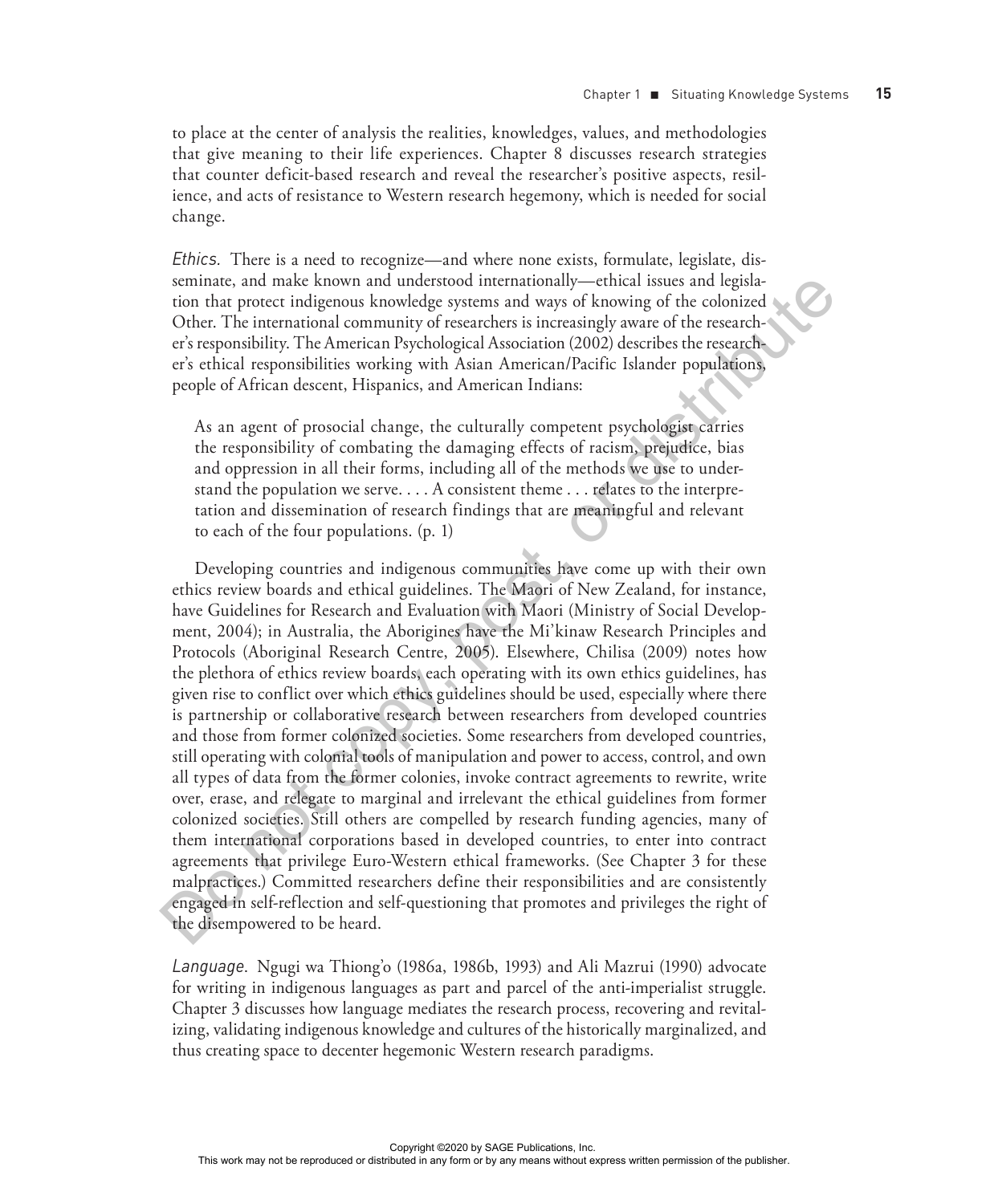to place at the center of analysis the realities, knowledges, values, and methodologies that give meaning to their life experiences. Chapter 8 discusses research strategies that counter deficit-based research and reveal the researcher's positive aspects, resilience, and acts of resistance to Western research hegemony, which is needed for social change.

*Ethics.* There is a need to recognize—and where none exists, formulate, legislate, disseminate, and make known and understood internationally—ethical issues and legislation that protect indigenous knowledge systems and ways of knowing of the colonized Other. The international community of researchers is increasingly aware of the researcher's responsibility. The American Psychological Association (2002) describes the researcher's ethical responsibilities working with Asian American/Pacific Islander populations, people of African descent, Hispanics, and American Indians:

> As an agent of prosocial change, the culturally competent psychologist carries the responsibility of combating the damaging effects of racism, prejudice, bias and oppression in all their forms, including all of the methods we use to understand the population we serve. . . . A consistent theme . . . relates to the interpretation and dissemination of research findings that are meaningful and relevant to each of the four populations. (p. 1)

Developing countries and indigenous communities have come up with their own ethics review boards and ethical guidelines. The Maori of New Zealand, for instance, have Guidelines for Research and Evaluation with Maori (Ministry of Social Development, 2004); in Australia, the Aborigines have the Mi'kinaw Research Principles and Protocols (Aboriginal Research Centre, 2005). Elsewhere, Chilisa (2009) notes how the plethora of ethics review boards, each operating with its own ethics guidelines, has given rise to conflict over which ethics guidelines should be used, especially where there is partnership or collaborative research between researchers from developed countries and those from former colonized societies. Some researchers from developed countries, still operating with colonial tools of manipulation and power to access, control, and own all types of data from the former colonies, invoke contract agreements to rewrite, write over, erase, and relegate to marginal and irrelevant the ethical guidelines from former colonized societies. Still others are compelled by research funding agencies, many of them international corporations based in developed countries, to enter into contract agreements that privilege Euro-Western ethical frameworks. (See Chapter 3 for these malpractices.) Committed researchers define their responsibilities and are consistently engaged in self-reflection and self-questioning that promotes and privileges the right of the disempowered to be heard.

*Language.* Ngugi wa Thiong'o (1986a, 1986b, 1993) and Ali Mazrui (1990) advocate for writing in indigenous languages as part and parcel of the anti-imperialist struggle. Chapter 3 discusses how language mediates the research process, recovering and revitalizing, validating indigenous knowledge and cultures of the historically marginalized, and thus creating space to decenter hegemonic Western research paradigms.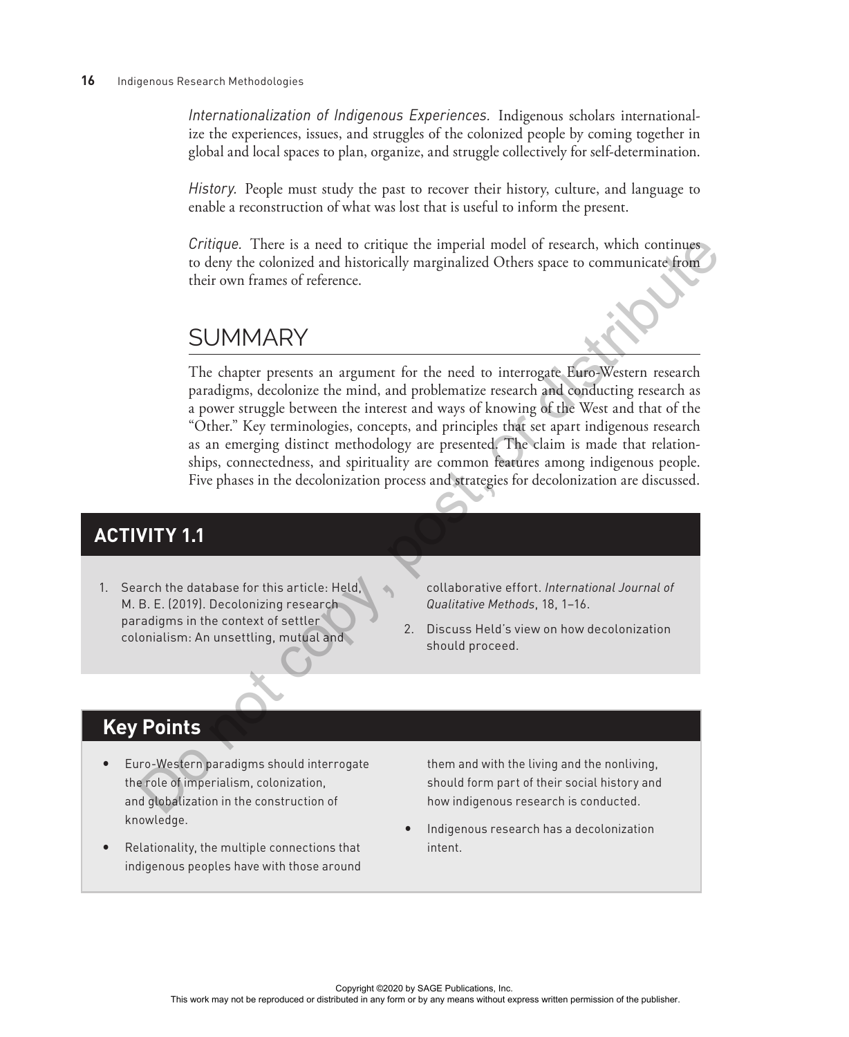*Internationalization of Indigenous Experiences.* Indigenous scholars internationalize the experiences, issues, and struggles of the colonized people by coming together in global and local spaces to plan, organize, and struggle collectively for self-determination.

*History.* People must study the past to recover their history, culture, and language to enable a reconstruction of what was lost that is useful to inform the present.

*Critique.* There is a need to critique the imperial model of research, which continues to deny the colonized and historically marginalized Others space to communicate from their own frames of reference.

## SUMMARY

The chapter presents an argument for the need to interrogate Euro-Western research paradigms, decolonize the mind, and problematize research and conducting research as a power struggle between the interest and ways of knowing of the West and that of the "Other." Key terminologies, concepts, and principles that set apart indigenous research as an emerging distinct methodology are presented. The claim is made that relationships, connectedness, and spirituality are common features among indigenous people. Five phases in the decolonization process and strategies for decolonization are discussed.

## ACTIVITY 1.1

1. Search the database for this article: Held, M. B. E. (2019). Decolonizing research paradigms in the context of settler colonialism: An unsettling, mutual and collaborative effort. *International Journal of Qualitative Methods*, 18, 1–16.
2. Discuss Held's view on how decolonization should proceed.

## Key Points

- Euro-Western paradigms should interrogate the role of imperialism, colonization, and globalization in the construction of knowledge.
- Relationality, the multiple connections that indigenous peoples have with those around them and with the living and the nonliving, should form part of their social history and how indigenous research is conducted.
- Indigenous research has a decolonization intent.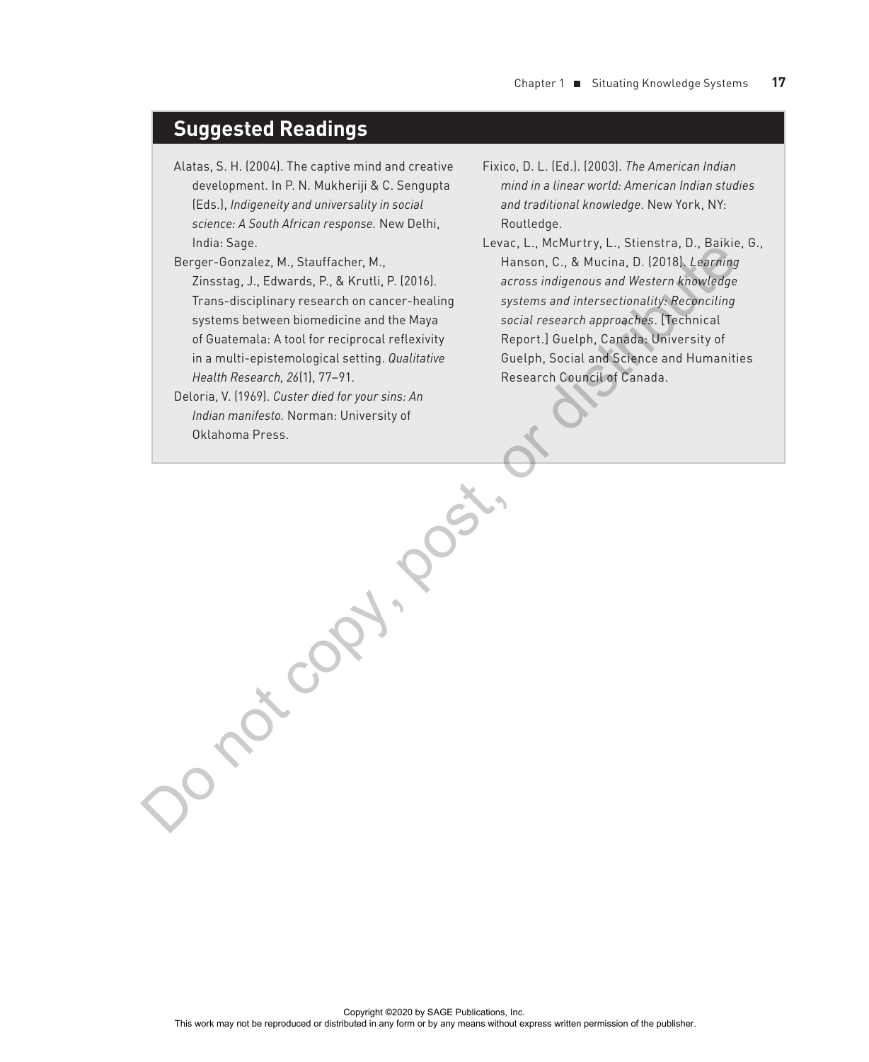## Suggested Readings

Alatas, S. H. (2004). The captive mind and creative development. In P. N. Mukheriji & C. Sengupta (Eds.), *Indigeneity and universality in social science: A South African response.* New Delhi, India: Sage.

Berger-Gonzalez, M., Stauffacher, M., Zinsstag, J., Edwards, P., & Krutli, P. (2016). Trans-disciplinary research on cancer-healing systems between biomedicine and the Maya of Guatemala: A tool for reciprocal reflexivity in a multi-epistemological setting. *Qualitative Health Research, 26*(1), 77–91.

Deloria, V. (1969). *Custer died for your sins: An Indian manifesto.* Norman: University of Oklahoma Press.

Fixico, D. L. (Ed.). (2003). *The American Indian mind in a linear world: American Indian studies and traditional knowledge.* New York, NY: Routledge.

Levac, L., McMurtry, L., Stienstra, D., Baikie, G., Hanson, C., & Mucina, D. (2018). *Learning across indigenous and Western knowledge systems and intersectionality: Reconciling social research approaches.* [Technical Report.] Guelph, Canada: University of Guelph, Social and Science and Humanities Research Council of Canada.